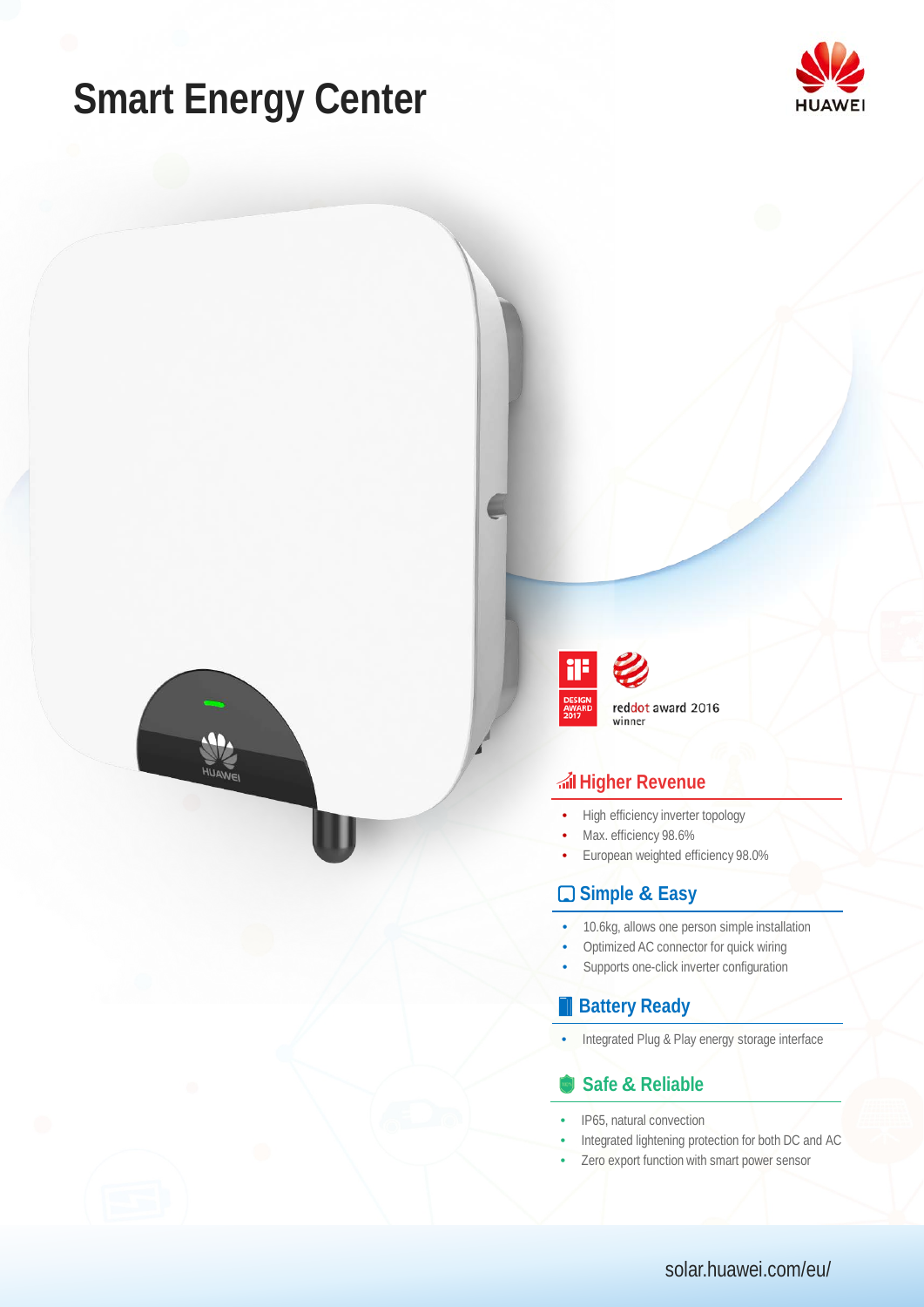# Smart Energy Center

HUAWEI

DESIGN AWARD 2017

reddot award 2016 winner

## Higher Revenue

- High efficiency inverter topology
- Max. efficiency 98.6%
- European weighted efficiency 98.0%

## Simple & Easy

- 10.6kg, allows one person simple installation
- Optimized AC connector for quick wiring
- Supports one-click inverter configuration

## Battery Ready

- Integrated Plug & Play energy storage interface

## Safe & Reliable

- IP65, natural convection
- Integrated lightening protection for both DC and AC
- Zero export function with smart power sensor

solar.huawei.com/eu/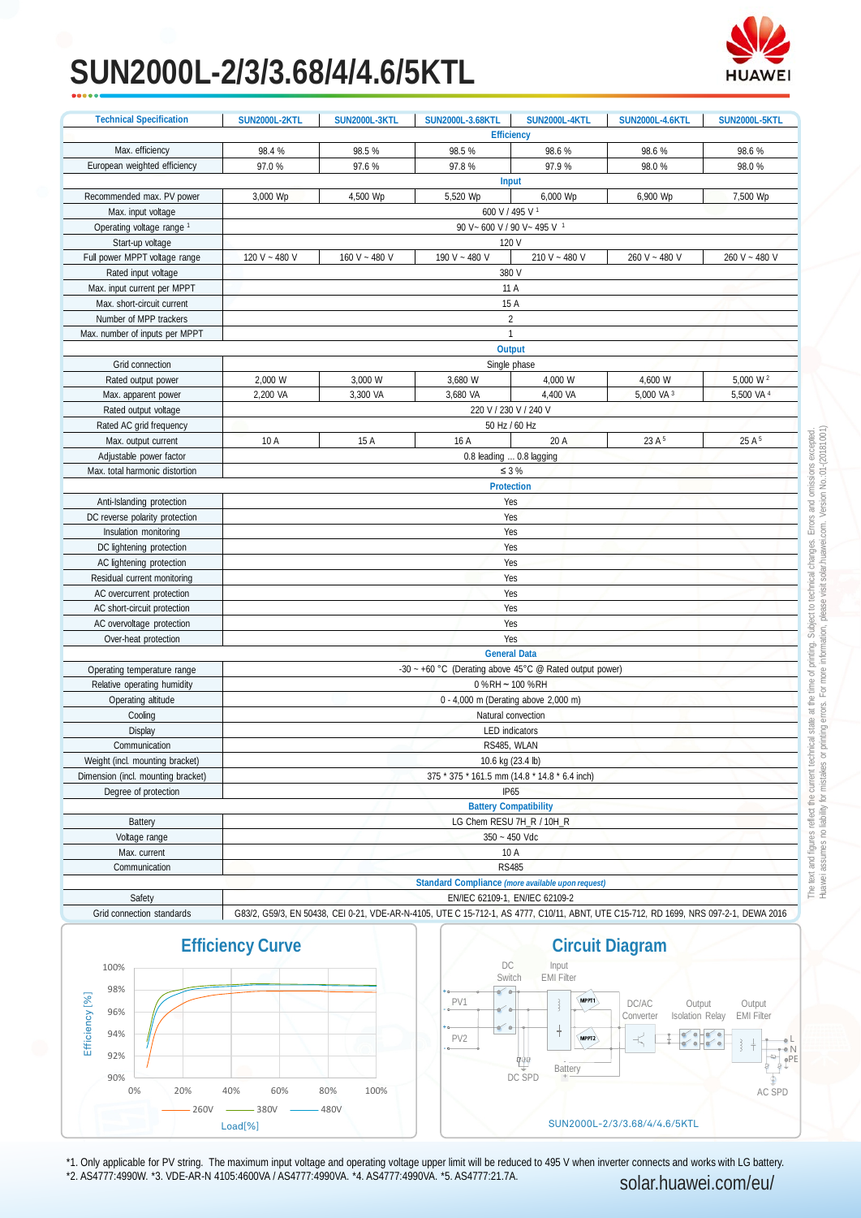# SUN2000L-2/3/3.68/4/4.6/5KTL

| Technical Specification | SUN2000L-2KTL | SUN2000L-3KTL | SUN2000L-3.68KTL | SUN2000L-4KTL | SUN2000L-4.6KTL | SUN2000L-5KTL |
|---|---|---|---|---|---|---|
| **Efficiency** | | | | | | |
| Max. efficiency | 98.4 % | 98.5 % | 98.5 % | 98.6 % | 98.6 % | 98.6 % |
| European weighted efficiency | 97.0 % | 97.6 % | 97.8 % | 97.9 % | 98.0 % | 98.0 % |
| **Input** | | | | | | |
| Recommended max. PV power | 3,000 Wp | 4,500 Wp | 5,520 Wp | 6,000 Wp | 6,900 Wp | 7,500 Wp |
| Max. input voltage | 600 V / 495 V [1] | | | | | |
| Operating voltage range [1] | 90 V~ 600 V / 90 V~ 495 V [1] | | | | | |
| Start-up voltage | 120 V | | | | | |
| Full power MPPT voltage range | 120 V ~ 480 V | 160 V ~ 480 V | 190 V ~ 480 V | 210 V ~ 480 V | 260 V ~ 480 V | 260 V ~ 480 V |
| Rated input voltage | 380 V | | | | | |
| Max. input current per MPPT | 11 A | | | | | |
| Max. short-circuit current | 15 A | | | | | |
| Number of MPP trackers | 2 | | | | | |
| Max. number of inputs per MPPT | 1 | | | | | |
| **Output** | | | | | | |
| Grid connection | Single phase | | | | | |
| Rated output power | 2,000 W | 3,000 W | 3,680 W | 4,000 W | 4,600 W | 5,000 W [2] |
| Max. apparent power | 2,200 VA | 3,300 VA | 3,680 VA | 4,400 VA | 5,000 VA [3] | 5,500 VA [4] |
| Rated output voltage | 220 V / 230 V / 240 V | | | | | |
| Rated AC grid frequency | 50 Hz / 60 Hz | | | | | |
| Max. output current | 10 A | 15 A | 16 A | 20 A | 23 A [5] | 25 A [5] |
| Adjustable power factor | 0.8 leading ... 0.8 lagging | | | | | |
| Max. total harmonic distortion | ≤ 3 % | | | | | |
| **Protection** | | | | | | |
| Anti-Islanding protection | Yes | | | | | |
| DC reverse polarity protection | Yes | | | | | |
| Insulation monitoring | Yes | | | | | |
| DC lightening protection | Yes | | | | | |
| AC lightening protection | Yes | | | | | |
| Residual current monitoring | Yes | | | | | |
| AC overcurrent protection | Yes | | | | | |
| AC short-circuit protection | Yes | | | | | |
| AC overvoltage protection | Yes | | | | | |
| Over-heat protection | Yes | | | | | |
| **General Data** | | | | | | |
| Operating temperature range | -30 ~ +60 °C (Derating above 45°C @ Rated output power) | | | | | |
| Relative operating humidity | 0 %RH ~ 100 %RH | | | | | |
| Operating altitude | 0 - 4,000 m (Derating above 2,000 m) | | | | | |
| Cooling | Natural convection | | | | | |
| Display | LED indicators | | | | | |
| Communication | RS485, WLAN | | | | | |
| Weight (incl. mounting bracket) | 10.6 kg (23.4 lb) | | | | | |
| Dimension (incl. mounting bracket) | 375 * 375 * 161.5 mm (14.8 * 14.8 * 6.4 inch) | | | | | |
| Degree of protection | IP65 | | | | | |
| **Battery Compatibility** | | | | | | |
| Battery | LG Chem RESU 7H_R / 10H_R | | | | | |
| Voltage range | 350 ~ 450 Vdc | | | | | |
| Max. current | 10 A | | | | | |
| Communication | RS485 | | | | | |
| **Standard Compliance** *(more available upon request)* | | | | | | |
| Safety | EN/IEC 62109-1, EN/IEC 62109-2 | | | | | |
| Grid connection standards | G83/2, G59/3, EN 50438, CEI 0-21, VDE-AR-N-4105, UTE C 15-712-1, AS 4777, C10/11, ABNT, UTE C15-712, RD 1699, NRS 097-2-1, DEWA 2016 | | | | | |

## Efficiency Curve

100%
98%
96%
94%
92%
90%
Efficiency [%]
0% 20% 40% 60% 80% 100%
Load[%]
260V 380V 480V

## Circuit Diagram

DC Switch
Input EMI Filter
PV1
PV2
MPPT1
MPPT2
DC/AC Converter
Output Isolation Relay
Output EMI Filter
Battery
DC SPD
AC SPD
L
N
PE

SUN2000L-2/3/3.68/4/4.6/5KTL

The text and figures reflect the current technical state at the time of printing. Subject to technical changes. Errors and omissions excepted. Huawei assumes no liability for mistakes or printing errors. For more information, please visit solar.huawei.com. Version No.:01-(20181001)

*1. Only applicable for PV string. The maximum input voltage and operating voltage upper limit will be reduced to 495 V when inverter connects and works with LG battery.
*2. AS4777:4990W. *3. VDE-AR-N 4105:4600VA / AS4777:4990VA. *4. AS4777:4990VA. *5. AS4777:21.7A.

solar.huawei.com/eu/